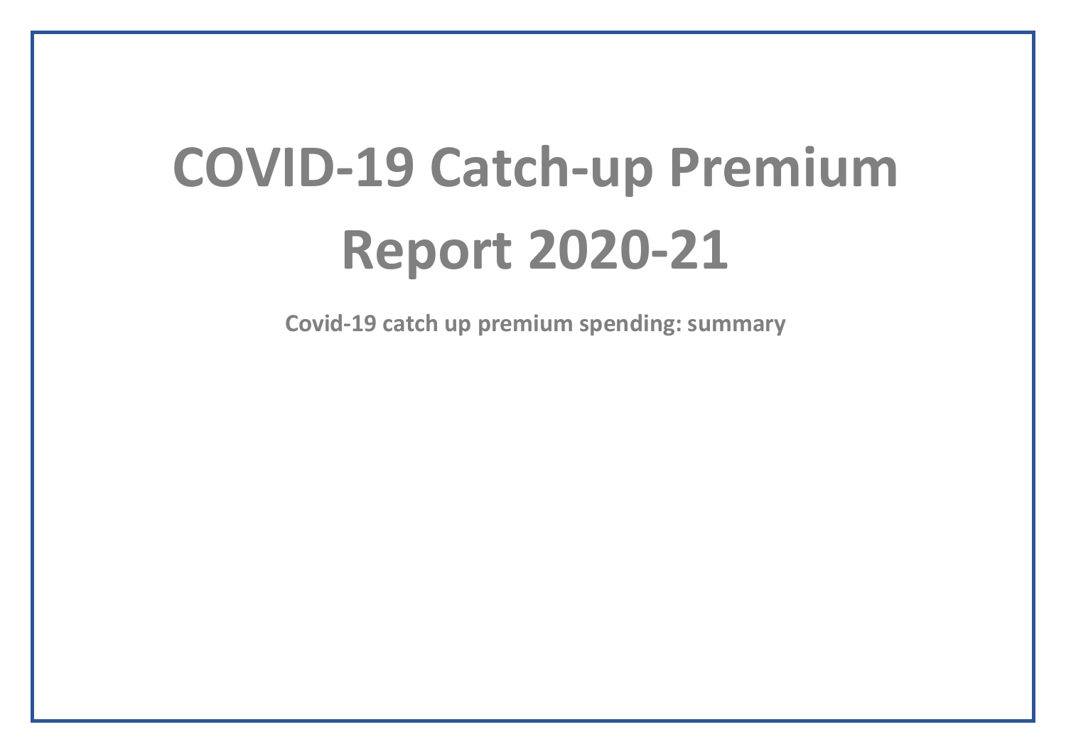# COVID-19 Catch-up Premium Report 2020-21

**Covid-19 catch up premium spending: summary**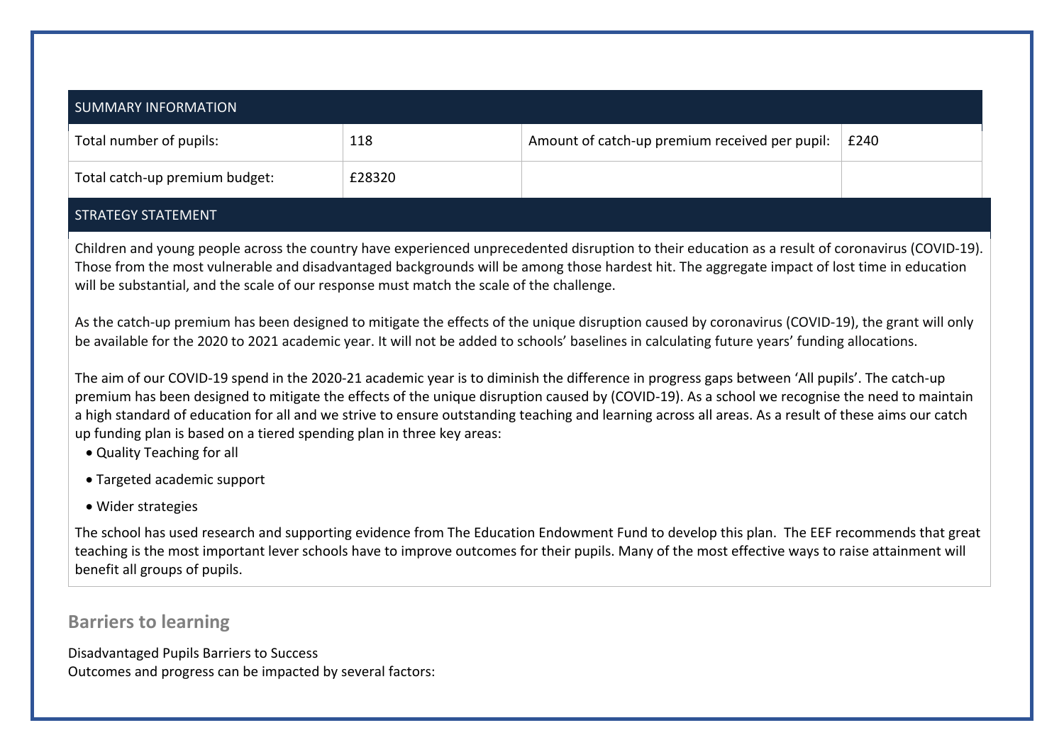| SUMMARY INFORMATION | | | |
|---|---|---|---|
| Total number of pupils: | 118 | Amount of catch-up premium received per pupil: | £240 |
| Total catch-up premium budget: | £28320 | | |

| STRATEGY STATEMENT |
|---|

Children and young people across the country have experienced unprecedented disruption to their education as a result of coronavirus (COVID-19). Those from the most vulnerable and disadvantaged backgrounds will be among those hardest hit. The aggregate impact of lost time in education will be substantial, and the scale of our response must match the scale of the challenge.

As the catch-up premium has been designed to mitigate the effects of the unique disruption caused by coronavirus (COVID-19), the grant will only be available for the 2020 to 2021 academic year. It will not be added to schools' baselines in calculating future years' funding allocations.

The aim of our COVID-19 spend in the 2020-21 academic year is to diminish the difference in progress gaps between 'All pupils'. The catch-up premium has been designed to mitigate the effects of the unique disruption caused by (COVID-19). As a school we recognise the need to maintain a high standard of education for all and we strive to ensure outstanding teaching and learning across all areas. As a result of these aims our catch up funding plan is based on a tiered spending plan in three key areas:

- Quality Teaching for all
- Targeted academic support
- Wider strategies

The school has used research and supporting evidence from The Education Endowment Fund to develop this plan. The EEF recommends that great teaching is the most important lever schools have to improve outcomes for their pupils. Many of the most effective ways to raise attainment will benefit all groups of pupils.

## Barriers to learning

Disadvantaged Pupils Barriers to Success
Outcomes and progress can be impacted by several factors: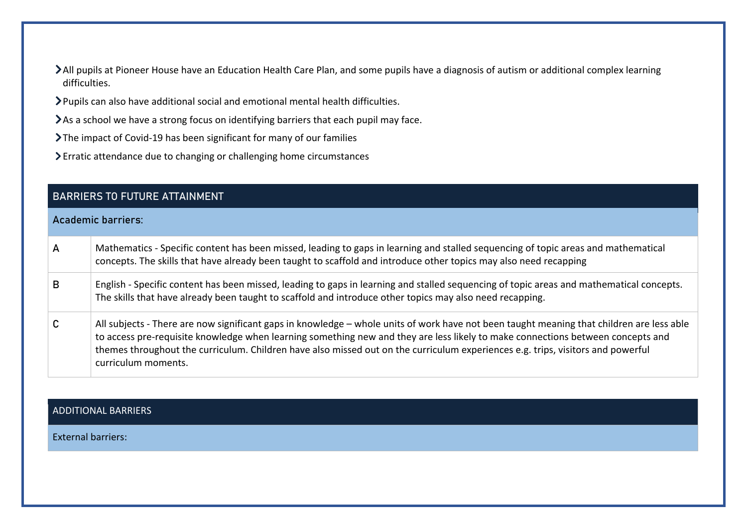- All pupils at Pioneer House have an Education Health Care Plan, and some pupils have a diagnosis of autism or additional complex learning difficulties.
- Pupils can also have additional social and emotional mental health difficulties.
- As a school we have a strong focus on identifying barriers that each pupil may face.
- The impact of Covid-19 has been significant for many of our families
- Erratic attendance due to changing or challenging home circumstances

| BARRIERS TO FUTURE ATTAINMENT | |
|---|---|
| **Academic barriers**: | |
| A | Mathematics - Specific content has been missed, leading to gaps in learning and stalled sequencing of topic areas and mathematical concepts. The skills that have already been taught to scaffold and introduce other topics may also need recapping |
| B | English - Specific content has been missed, leading to gaps in learning and stalled sequencing of topic areas and mathematical concepts. The skills that have already been taught to scaffold and introduce other topics may also need recapping. |
| C | All subjects - There are now significant gaps in knowledge – whole units of work have not been taught meaning that children are less able to access pre-requisite knowledge when learning something new and they are less likely to make connections between concepts and themes throughout the curriculum. Children have also missed out on the curriculum experiences e.g. trips, visitors and powerful curriculum moments. |

| ADDITIONAL BARRIERS |
|---|
| External barriers: |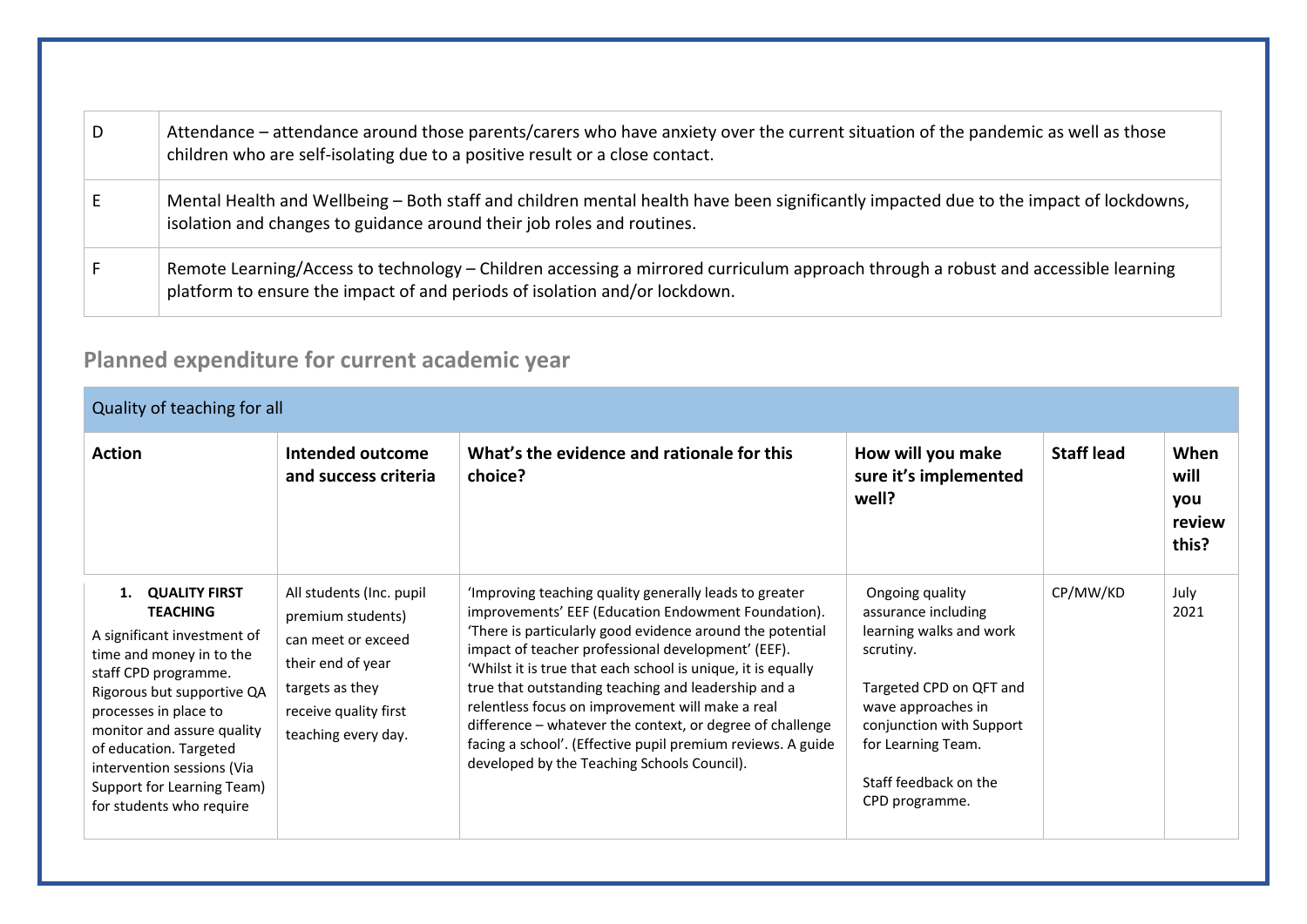| | |
|---|---|
| D | Attendance – attendance around those parents/carers who have anxiety over the current situation of the pandemic as well as those children who are self-isolating due to a positive result or a close contact. |
| E | Mental Health and Wellbeing – Both staff and children mental health have been significantly impacted due to the impact of lockdowns, isolation and changes to guidance around their job roles and routines. |
| F | Remote Learning/Access to technology – Children accessing a mirrored curriculum approach through a robust and accessible learning platform to ensure the impact of and periods of isolation and/or lockdown. |

## Planned expenditure for current academic year

| Quality of teaching for all | | | | | |
|---|---|---|---|---|---|
| **Action** | **Intended outcome and success criteria** | **What's the evidence and rationale for this choice?** | **How will you make sure it's implemented well?** | **Staff lead** | **When will you review this?** |
| **1. QUALITY FIRST TEACHING** A significant investment of time and money in to the staff CPD programme. Rigorous but supportive QA processes in place to monitor and assure quality of education. Targeted intervention sessions (Via Support for Learning Team) for students who require | All students (Inc. pupil premium students) can meet or exceed their end of year targets as they receive quality first teaching every day. | 'Improving teaching quality generally leads to greater improvements' EEF (Education Endowment Foundation). 'There is particularly good evidence around the potential impact of teacher professional development' (EEF). 'Whilst it is true that each school is unique, it is equally true that outstanding teaching and leadership and a relentless focus on improvement will make a real difference – whatever the context, or degree of challenge facing a school'. (Effective pupil premium reviews. A guide developed by the Teaching Schools Council). | Ongoing quality assurance including learning walks and work scrutiny. <br><br> Targeted CPD on QFT and wave approaches in conjunction with Support for Learning Team. <br><br> Staff feedback on the CPD programme. | CP/MW/KD | July 2021 |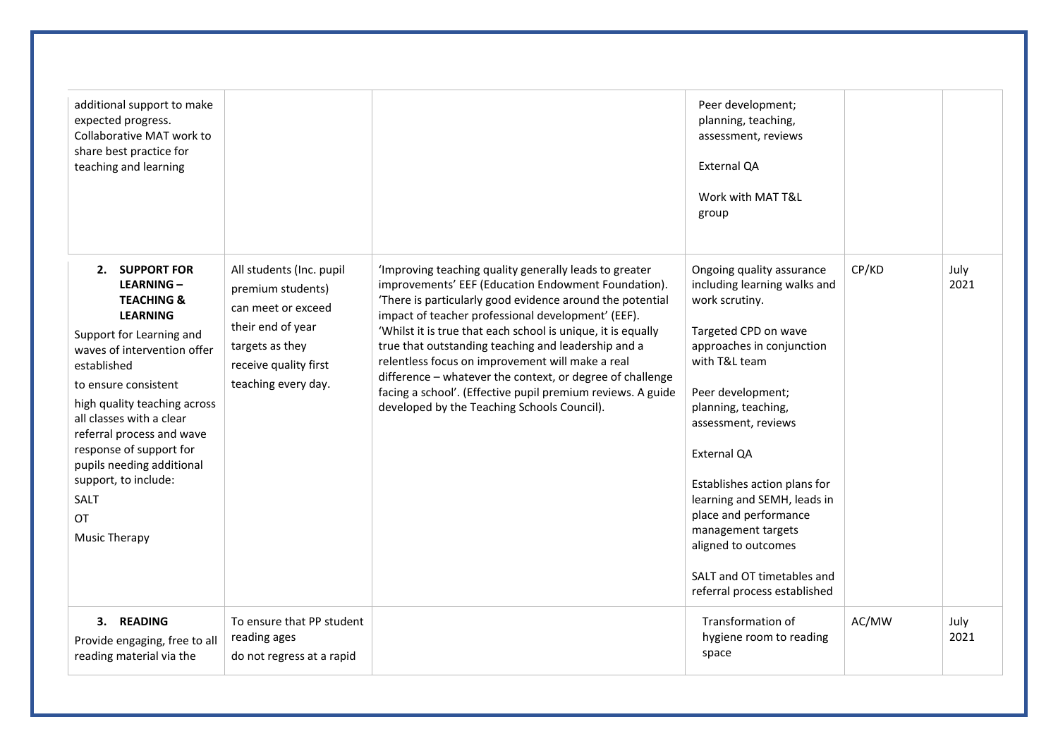| | | | | | |
|---|---|---|---|---|---|
| additional support to make expected progress. Collaborative MAT work to share best practice for teaching and learning | | | Peer development; planning, teaching, assessment, reviews<br><br>External QA<br><br>Work with MAT T&L group | | |
| **2. SUPPORT FOR LEARNING – TEACHING & LEARNING**<br>Support for Learning and waves of intervention offer established<br>to ensure consistent<br>high quality teaching across all classes with a clear referral process and wave response of support for pupils needing additional support, to include:<br>SALT<br>OT<br>Music Therapy | All students (Inc. pupil premium students) can meet or exceed their end of year targets as they receive quality first teaching every day. | 'Improving teaching quality generally leads to greater improvements' EEF (Education Endowment Foundation). 'There is particularly good evidence around the potential impact of teacher professional development' (EEF). 'Whilst it is true that each school is unique, it is equally true that outstanding teaching and leadership and a relentless focus on improvement will make a real difference – whatever the context, or degree of challenge facing a school'. (Effective pupil premium reviews. A guide developed by the Teaching Schools Council). | Ongoing quality assurance including learning walks and work scrutiny.<br><br>Targeted CPD on wave approaches in conjunction with T&L team<br><br>Peer development; planning, teaching, assessment, reviews<br><br>External QA<br><br>Establishes action plans for learning and SEMH, leads in place and performance management targets aligned to outcomes<br><br>SALT and OT timetables and referral process established | CP/KD | July 2021 |
| **3. READING**<br>Provide engaging, free to all reading material via the | To ensure that PP student reading ages<br>do not regress at a rapid | | Transformation of hygiene room to reading space | AC/MW | July 2021 |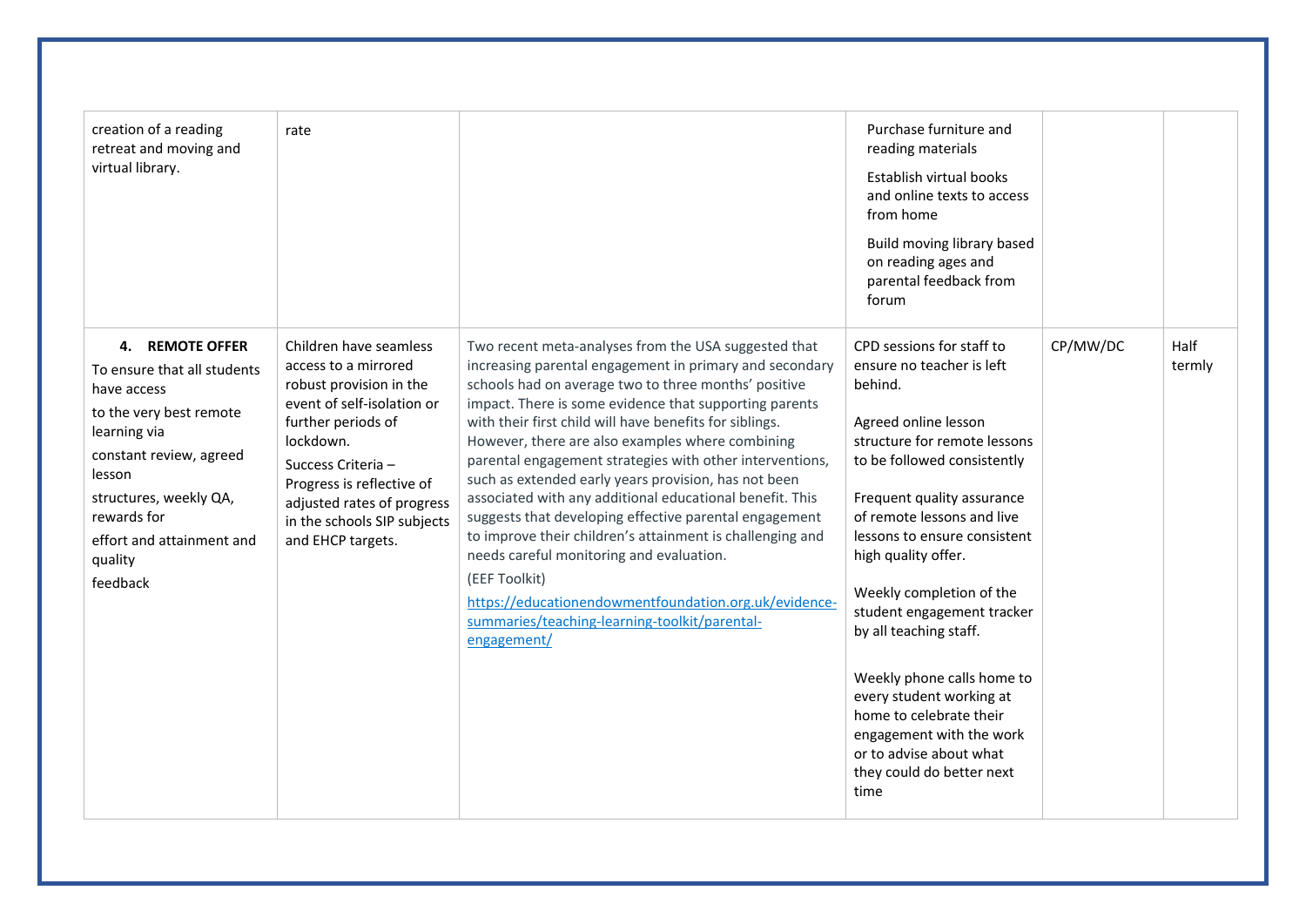| | | | | | |
|---|---|---|---|---|---|
| creation of a reading retreat and moving and virtual library. | rate | | Purchase furniture and reading materials<br><br>Establish virtual books and online texts to access from home<br><br>Build moving library based on reading ages and parental feedback from forum | | |
| **4. REMOTE OFFER**<br>To ensure that all students have access to the very best remote learning via constant review, agreed lesson structures, weekly QA, rewards for effort and attainment and quality feedback | Children have seamless access to a mirrored robust provision in the event of self-isolation or further periods of lockdown.<br>Success Criteria – Progress is reflective of adjusted rates of progress in the schools SIP subjects and EHCP targets. | Two recent meta-analyses from the USA suggested that increasing parental engagement in primary and secondary schools had on average two to three months' positive impact. There is some evidence that supporting parents with their first child will have benefits for siblings. However, there are also examples where combining parental engagement strategies with other interventions, such as extended early years provision, has not been associated with any additional educational benefit. This suggests that developing effective parental engagement to improve their children's attainment is challenging and needs careful monitoring and evaluation.<br>(EEF Toolkit)<br>https://educationendowmentfoundation.org.uk/evidence-summaries/teaching-learning-toolkit/parental-engagement/ | CPD sessions for staff to ensure no teacher is left behind.<br><br>Agreed online lesson structure for remote lessons to be followed consistently<br><br>Frequent quality assurance of remote lessons and live lessons to ensure consistent high quality offer.<br><br>Weekly completion of the student engagement tracker by all teaching staff.<br><br>Weekly phone calls home to every student working at home to celebrate their engagement with the work or to advise about what they could do better next time | CP/MW/DC | Half termly |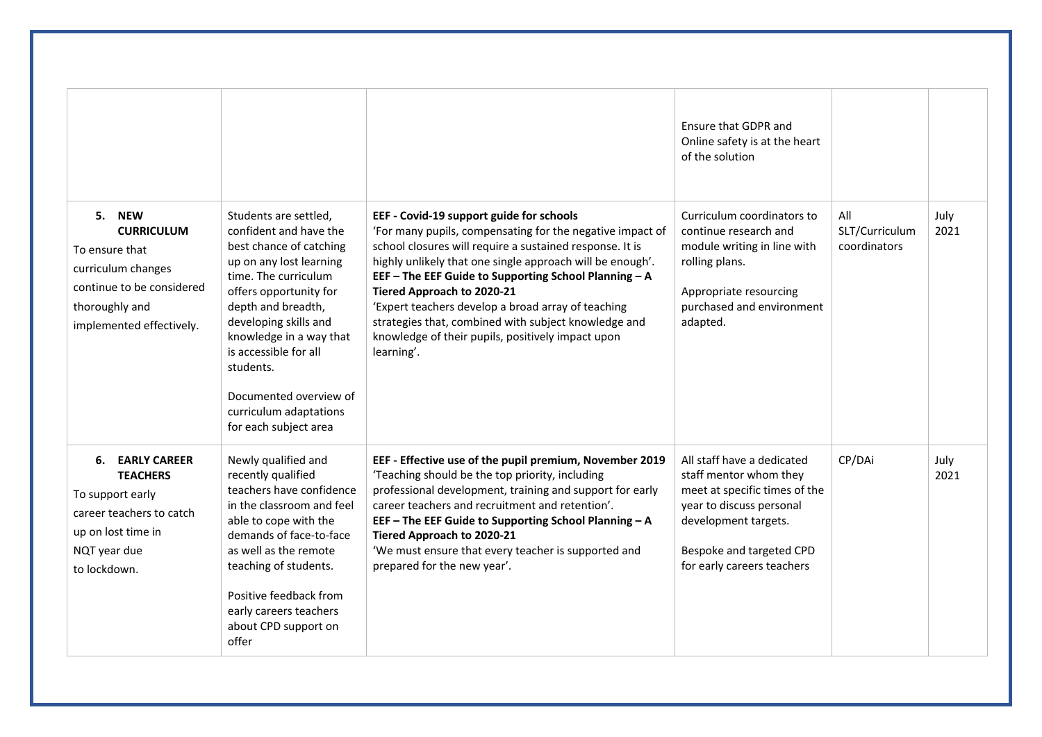| | | | | | |
|---|---|---|---|---|---|
| | | | Ensure that GDPR and Online safety is at the heart of the solution | | |
| **5. NEW CURRICULUM**<br>To ensure that curriculum changes continue to be considered thoroughly and implemented effectively. | Students are settled, confident and have the best chance of catching up on any lost learning time. The curriculum offers opportunity for depth and breadth, developing skills and knowledge in a way that is accessible for all students.<br><br>Documented overview of curriculum adaptations for each subject area | **EEF - Covid-19 support guide for schools**<br>'For many pupils, compensating for the negative impact of school closures will require a sustained response. It is highly unlikely that one single approach will be enough'.<br>**EEF – The EEF Guide to Supporting School Planning – A Tiered Approach to 2020-21**<br>'Expert teachers develop a broad array of teaching strategies that, combined with subject knowledge and knowledge of their pupils, positively impact upon learning'. | Curriculum coordinators to continue research and module writing in line with rolling plans.<br><br>Appropriate resourcing purchased and environment adapted. | All SLT/Curriculum coordinators | July 2021 |
| **6. EARLY CAREER TEACHERS**<br>To support early career teachers to catch up on lost time in NQT year due to lockdown. | Newly qualified and recently qualified teachers have confidence in the classroom and feel able to cope with the demands of face-to-face as well as the remote teaching of students.<br><br>Positive feedback from early careers teachers about CPD support on offer | **EEF - Effective use of the pupil premium, November 2019**<br>'Teaching should be the top priority, including professional development, training and support for early career teachers and recruitment and retention'.<br>**EEF – The EEF Guide to Supporting School Planning – A Tiered Approach to 2020-21**<br>'We must ensure that every teacher is supported and prepared for the new year'. | All staff have a dedicated staff mentor whom they meet at specific times of the year to discuss personal development targets.<br><br>Bespoke and targeted CPD for early careers teachers | CP/DAi | July 2021 |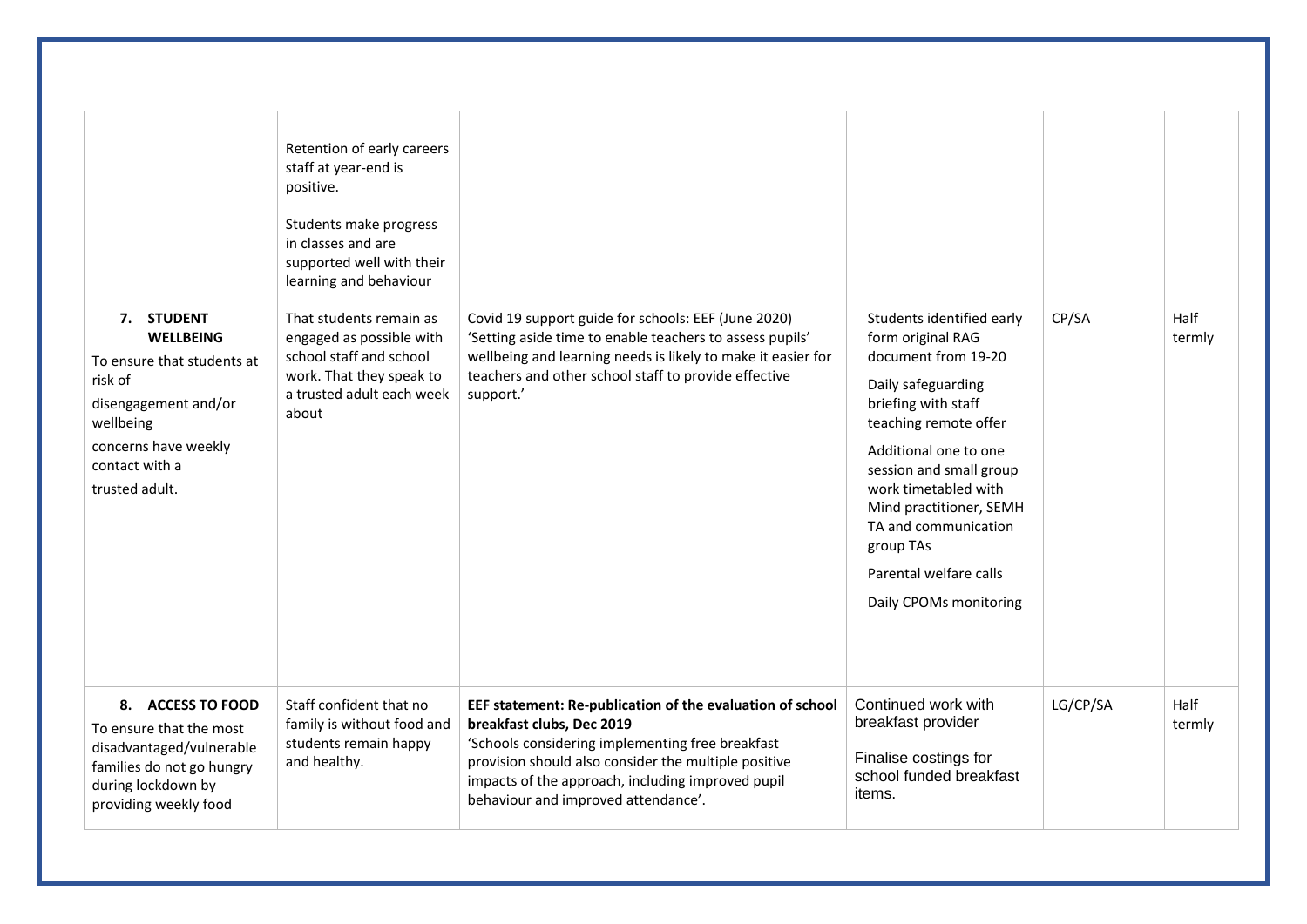| | | | | | |
|---|---|---|---|---|---|
| | Retention of early careers staff at year-end is positive.<br><br>Students make progress in classes and are supported well with their learning and behaviour | | | | |
| **7. STUDENT WELLBEING**<br>To ensure that students at risk of disengagement and/or wellbeing concerns have weekly contact with a trusted adult. | That students remain as engaged as possible with school staff and school work. That they speak to a trusted adult each week about | Covid 19 support guide for schools: EEF (June 2020) 'Setting aside time to enable teachers to assess pupils' wellbeing and learning needs is likely to make it easier for teachers and other school staff to provide effective support.' | Students identified early form original RAG document from 19-20<br><br>Daily safeguarding briefing with staff teaching remote offer<br><br>Additional one to one session and small group work timetabled with Mind practitioner, SEMH TA and communication group TAs<br><br>Parental welfare calls<br><br>Daily CPOMs monitoring | CP/SA | Half termly |
| **8. ACCESS TO FOOD**<br>To ensure that the most disadvantaged/vulnerable families do not go hungry during lockdown by providing weekly food | Staff confident that no family is without food and students remain happy and healthy. | **EEF statement: Re-publication of the evaluation of school breakfast clubs, Dec 2019**<br>'Schools considering implementing free breakfast provision should also consider the multiple positive impacts of the approach, including improved pupil behaviour and improved attendance'. | Continued work with breakfast provider<br><br>Finalise costings for school funded breakfast items. | LG/CP/SA | Half termly |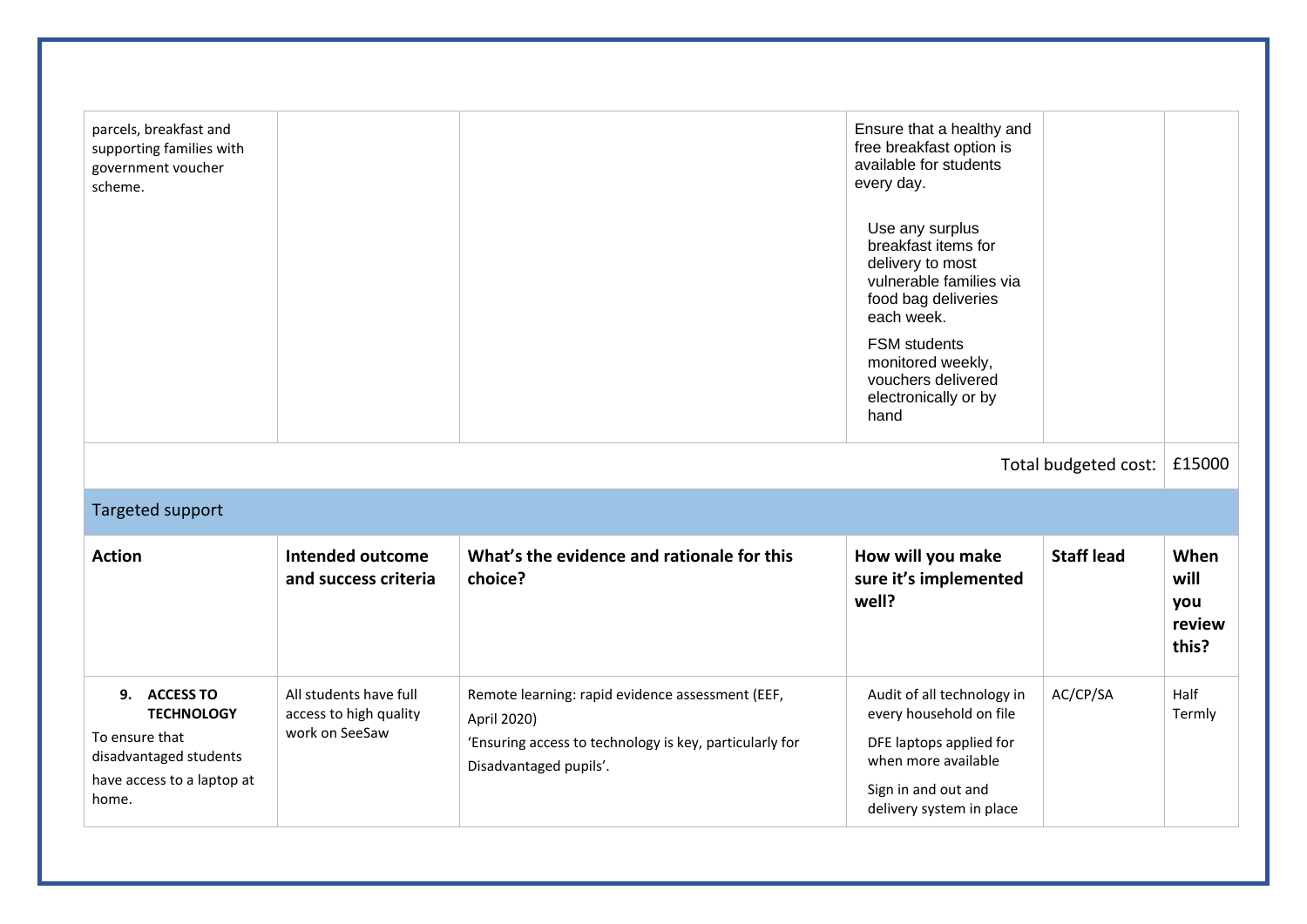| | | | | | |
|---|---|---|---|---|---|
| parcels, breakfast and supporting families with government voucher scheme. | | | Ensure that a healthy and free breakfast option is available for students every day.<br><br>Use any surplus breakfast items for delivery to most vulnerable families via food bag deliveries each week.<br><br>FSM students monitored weekly, vouchers delivered electronically or by hand | | |
| | | | | Total budgeted cost: | £15000 |

## Targeted support

| Action | Intended outcome and success criteria | What's the evidence and rationale for this choice? | How will you make sure it's implemented well? | Staff lead | When will you review this? |
|---|---|---|---|---|---|
| **9. ACCESS TO TECHNOLOGY**<br>To ensure that disadvantaged students have access to a laptop at home. | All students have full access to high quality work on SeeSaw | Remote learning: rapid evidence assessment (EEF, April 2020)<br>'Ensuring access to technology is key, particularly for Disadvantaged pupils'. | Audit of all technology in every household on file<br><br>DFE laptops applied for when more available<br><br>Sign in and out and delivery system in place | AC/CP/SA | Half Termly |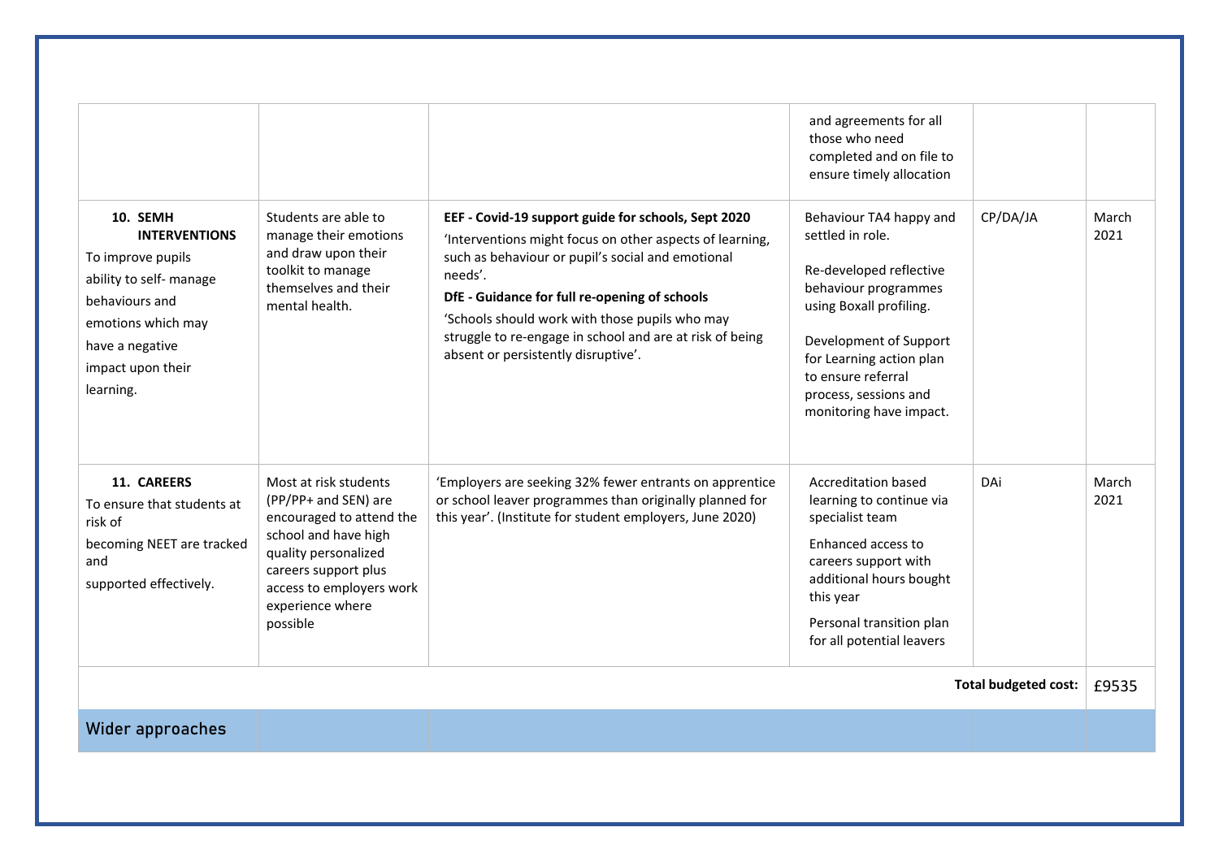| | | | | | |
|---|---|---|---|---|---|
| | | | and agreements for all those who need completed and on file to ensure timely allocation | | |
| **10. SEMH INTERVENTIONS** To improve pupils ability to self- manage behaviours and emotions which may have a negative impact upon their learning. | Students are able to manage their emotions and draw upon their toolkit to manage themselves and their mental health. | **EEF - Covid-19 support guide for schools, Sept 2020** 'Interventions might focus on other aspects of learning, such as behaviour or pupil's social and emotional needs'. **DfE - Guidance for full re-opening of schools** 'Schools should work with those pupils who may struggle to re-engage in school and are at risk of being absent or persistently disruptive'. | Behaviour TA4 happy and settled in role. Re-developed reflective behaviour programmes using Boxall profiling. Development of Support for Learning action plan to ensure referral process, sessions and monitoring have impact. | CP/DA/JA | March 2021 |
| **11. CAREERS** To ensure that students at risk of becoming NEET are tracked and supported effectively. | Most at risk students (PP/PP+ and SEN) are encouraged to attend the school and have high quality personalized careers support plus access to employers work experience where possible | 'Employers are seeking 32% fewer entrants on apprentice or school leaver programmes than originally planned for this year'. (Institute for student employers, June 2020) | Accreditation based learning to continue via specialist team Enhanced access to careers support with additional hours bought this year Personal transition plan for all potential leavers | DAi | March 2021 |
| | | | | **Total budgeted cost:** | £9535 |

## Wider approaches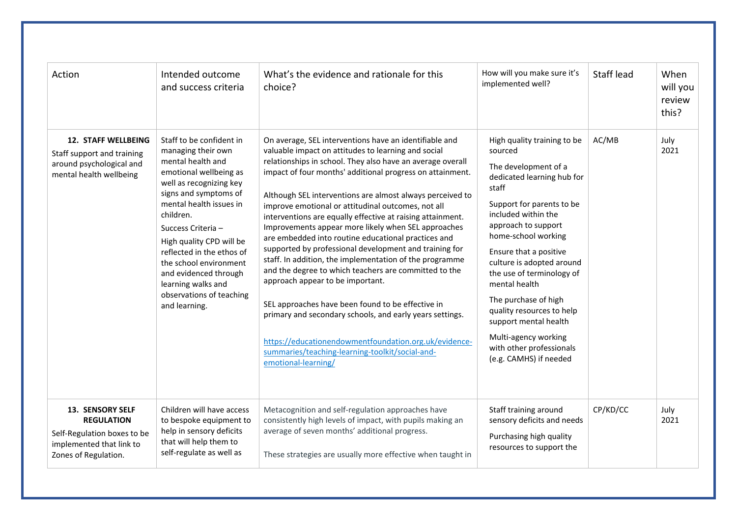| Action | Intended outcome and success criteria | What's the evidence and rationale for this choice? | How will you make sure it's implemented well? | Staff lead | When will you review this? |
|---|---|---|---|---|---|
| **12. STAFF WELLBEING**<br>Staff support and training around psychological and mental health wellbeing | Staff to be confident in managing their own mental health and emotional wellbeing as well as recognizing key signs and symptoms of mental health issues in children.<br>Success Criteria –<br>High quality CPD will be reflected in the ethos of the school environment and evidenced through learning walks and observations of teaching and learning. | On average, SEL interventions have an identifiable and valuable impact on attitudes to learning and social relationships in school. They also have an average overall impact of four months' additional progress on attainment.<br><br>Although SEL interventions are almost always perceived to improve emotional or attitudinal outcomes, not all interventions are equally effective at raising attainment. Improvements appear more likely when SEL approaches are embedded into routine educational practices and supported by professional development and training for staff. In addition, the implementation of the programme and the degree to which teachers are committed to the approach appear to be important.<br><br>SEL approaches have been found to be effective in primary and secondary schools, and early years settings.<br><br>[https://educationendowmentfoundation.org.uk/evidence-summaries/teaching-learning-toolkit/social-and-emotional-learning/](https://educationendowmentfoundation.org.uk/evidence-summaries/teaching-learning-toolkit/social-and-emotional-learning/) | High quality training to be sourced<br>The development of a dedicated learning hub for staff<br>Support for parents to be included within the approach to support home-school working<br>Ensure that a positive culture is adopted around the use of terminology of mental health<br>The purchase of high quality resources to help support mental health<br>Multi-agency working with other professionals (e.g. CAMHS) if needed | AC/MB | July 2021 |
| **13. SENSORY SELF REGULATION**<br>Self-Regulation boxes to be implemented that link to Zones of Regulation. | Children will have access to bespoke equipment to help in sensory deficits that will help them to self-regulate as well as | Metacognition and self-regulation approaches have consistently high levels of impact, with pupils making an average of seven months' additional progress.<br><br>These strategies are usually more effective when taught in | Staff training around sensory deficits and needs<br>Purchasing high quality resources to support the | CP/KD/CC | July 2021 |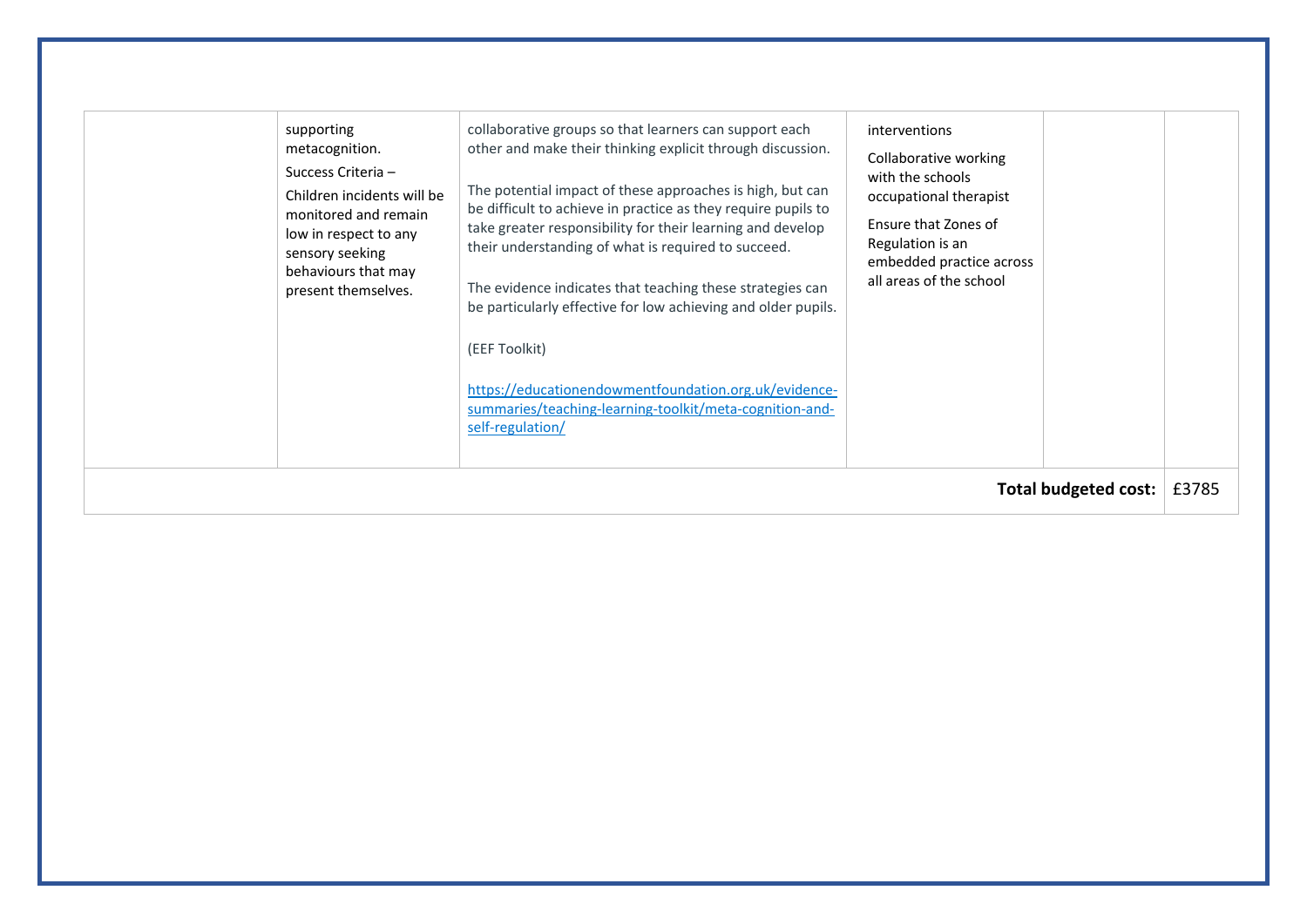|  |  |  |  |  |  |
|---|---|---|---|---|---|
|  | supporting metacognition.<br>Success Criteria –<br>Children incidents will be monitored and remain low in respect to any sensory seeking behaviours that may present themselves. | collaborative groups so that learners can support each other and make their thinking explicit through discussion.<br><br>The potential impact of these approaches is high, but can be difficult to achieve in practice as they require pupils to take greater responsibility for their learning and develop their understanding of what is required to succeed.<br><br>The evidence indicates that teaching these strategies can be particularly effective for low achieving and older pupils.<br><br>(EEF Toolkit)<br><br>[https://educationendowmentfoundation.org.uk/evidence-summaries/teaching-learning-toolkit/meta-cognition-and-self-regulation/](https://educationendowmentfoundation.org.uk/evidence-summaries/teaching-learning-toolkit/meta-cognition-and-self-regulation/) | interventions<br>Collaborative working with the schools occupational therapist<br>Ensure that Zones of Regulation is an embedded practice across all areas of the school |  |  |
|  |  |  |  | **Total budgeted cost:** | £3785 |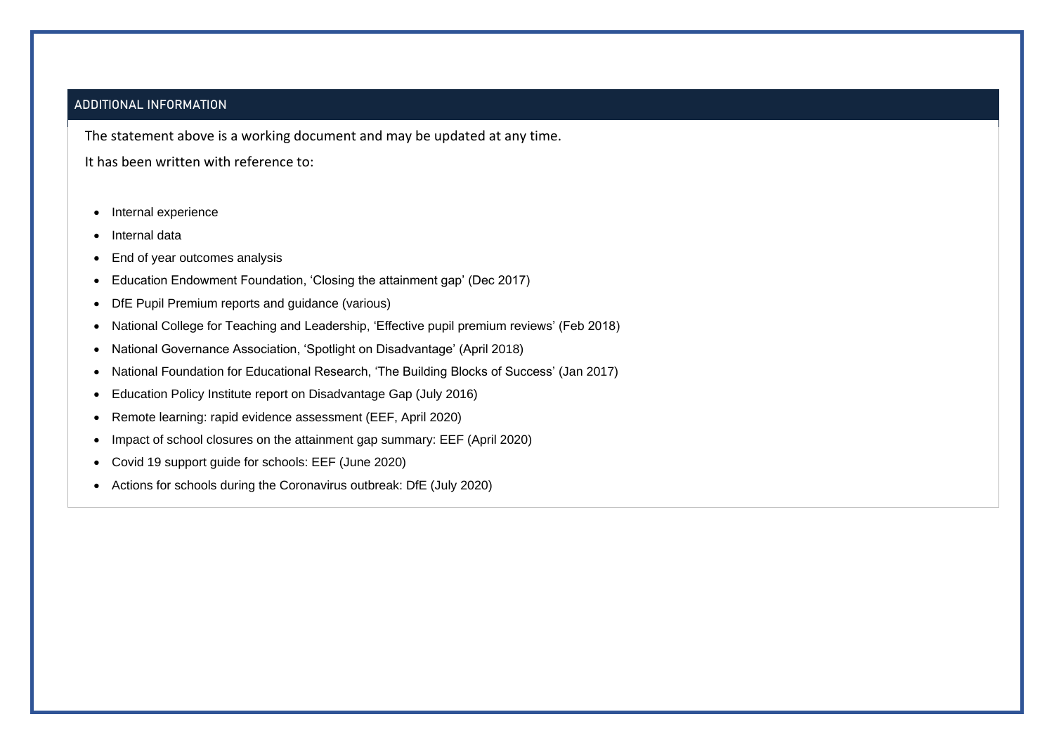## ADDITIONAL INFORMATION

The statement above is a working document and may be updated at any time.

It has been written with reference to:

- Internal experience
- Internal data
- End of year outcomes analysis
- Education Endowment Foundation, 'Closing the attainment gap' (Dec 2017)
- DfE Pupil Premium reports and guidance (various)
- National College for Teaching and Leadership, 'Effective pupil premium reviews' (Feb 2018)
- National Governance Association, 'Spotlight on Disadvantage' (April 2018)
- National Foundation for Educational Research, 'The Building Blocks of Success' (Jan 2017)
- Education Policy Institute report on Disadvantage Gap (July 2016)
- Remote learning: rapid evidence assessment (EEF, April 2020)
- Impact of school closures on the attainment gap summary: EEF (April 2020)
- Covid 19 support guide for schools: EEF (June 2020)
- Actions for schools during the Coronavirus outbreak: DfE (July 2020)